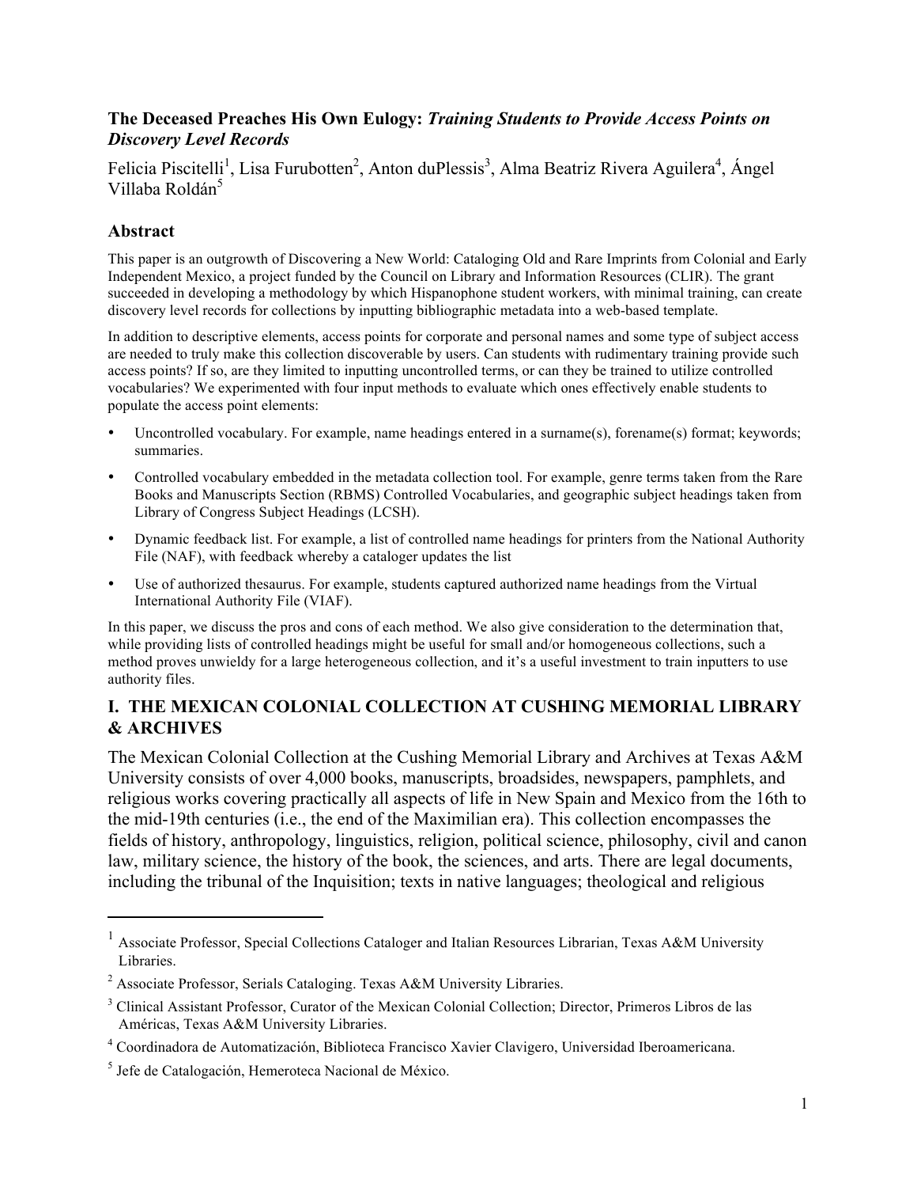## The Deceased Preaches His Own Eulogy: *Training Students to Provide Access Points on Discovery Level Records*

Felicia Piscitelli[1], Lisa Furubotten[2], Anton duPlessis[3], Alma Beatriz Rivera Aguilera[4], Ángel Villaba Roldán[5]

### Abstract

This paper is an outgrowth of Discovering a New World: Cataloging Old and Rare Imprints from Colonial and Early Independent Mexico, a project funded by the Council on Library and Information Resources (CLIR). The grant succeeded in developing a methodology by which Hispanophone student workers, with minimal training, can create discovery level records for collections by inputting bibliographic metadata into a web-based template.

In addition to descriptive elements, access points for corporate and personal names and some type of subject access are needed to truly make this collection discoverable by users. Can students with rudimentary training provide such access points? If so, are they limited to inputting uncontrolled terms, or can they be trained to utilize controlled vocabularies? We experimented with four input methods to evaluate which ones effectively enable students to populate the access point elements:

- Uncontrolled vocabulary. For example, name headings entered in a surname(s), forename(s) format; keywords; summaries.
- Controlled vocabulary embedded in the metadata collection tool. For example, genre terms taken from the Rare Books and Manuscripts Section (RBMS) Controlled Vocabularies, and geographic subject headings taken from Library of Congress Subject Headings (LCSH).
- Dynamic feedback list. For example, a list of controlled name headings for printers from the National Authority File (NAF), with feedback whereby a cataloger updates the list
- Use of authorized thesaurus. For example, students captured authorized name headings from the Virtual International Authority File (VIAF).

In this paper, we discuss the pros and cons of each method. We also give consideration to the determination that, while providing lists of controlled headings might be useful for small and/or homogeneous collections, such a method proves unwieldy for a large heterogeneous collection, and it's a useful investment to train inputters to use authority files.

## I. THE MEXICAN COLONIAL COLLECTION AT CUSHING MEMORIAL LIBRARY & ARCHIVES

The Mexican Colonial Collection at the Cushing Memorial Library and Archives at Texas A&M University consists of over 4,000 books, manuscripts, broadsides, newspapers, pamphlets, and religious works covering practically all aspects of life in New Spain and Mexico from the 16th to the mid-19th centuries (i.e., the end of the Maximilian era). This collection encompasses the fields of history, anthropology, linguistics, religion, political science, philosophy, civil and canon law, military science, the history of the book, the sciences, and arts. There are legal documents, including the tribunal of the Inquisition; texts in native languages; theological and religious

---

[1] Associate Professor, Special Collections Cataloger and Italian Resources Librarian, Texas A&M University Libraries.

[2] Associate Professor, Serials Cataloging. Texas A&M University Libraries.

[3] Clinical Assistant Professor, Curator of the Mexican Colonial Collection; Director, Primeros Libros de las Américas, Texas A&M University Libraries.

[4] Coordinadora de Automatización, Biblioteca Francisco Xavier Clavigero, Universidad Iberoamericana.

[5] Jefe de Catalogación, Hemeroteca Nacional de México.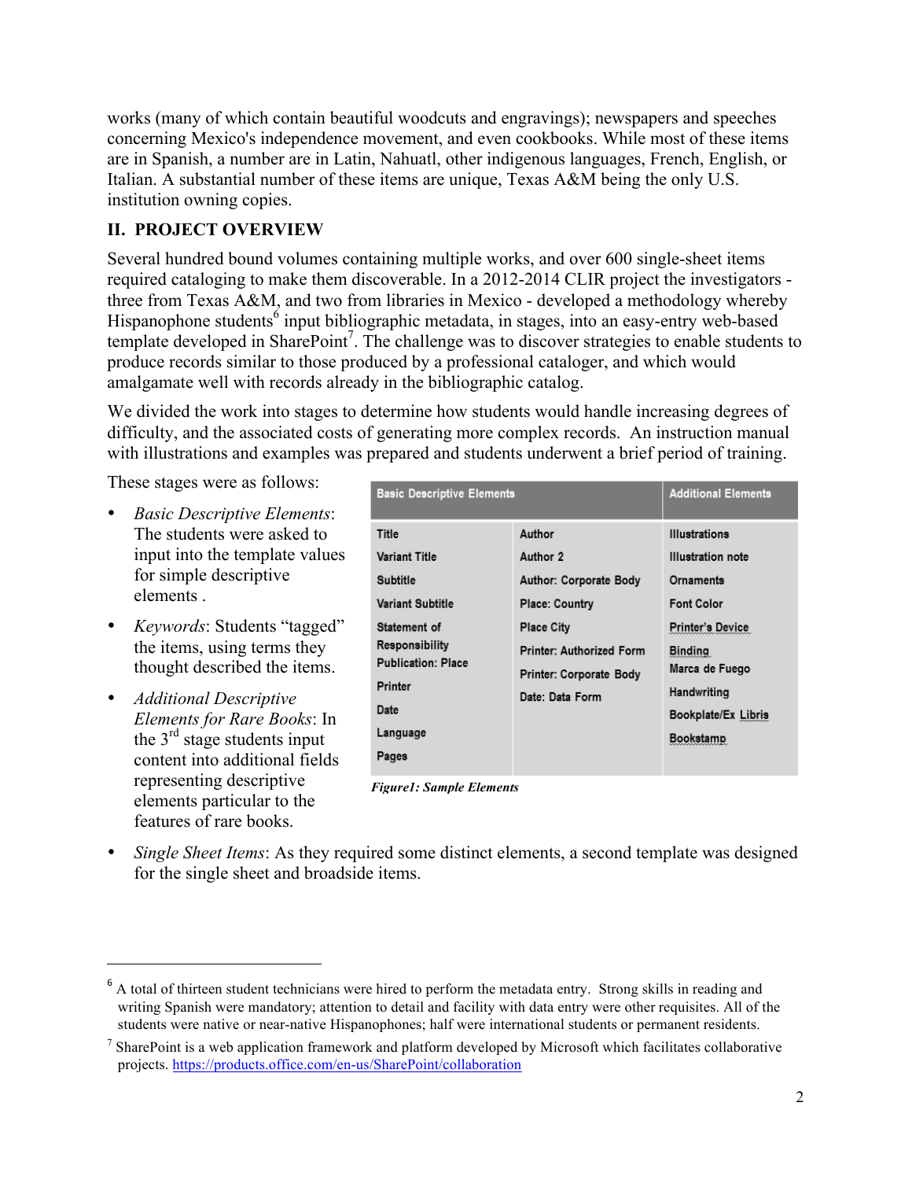works (many of which contain beautiful woodcuts and engravings); newspapers and speeches concerning Mexico's independence movement, and even cookbooks. While most of these items are in Spanish, a number are in Latin, Nahuatl, other indigenous languages, French, English, or Italian. A substantial number of these items are unique, Texas A&M being the only U.S. institution owning copies.

## II. PROJECT OVERVIEW

Several hundred bound volumes containing multiple works, and over 600 single-sheet items required cataloging to make them discoverable. In a 2012-2014 CLIR project the investigators - three from Texas A&M, and two from libraries in Mexico - developed a methodology whereby Hispanophone students[6] input bibliographic metadata, in stages, into an easy-entry web-based template developed in SharePoint[7]. The challenge was to discover strategies to enable students to produce records similar to those produced by a professional cataloger, and which would amalgamate well with records already in the bibliographic catalog.

We divided the work into stages to determine how students would handle increasing degrees of difficulty, and the associated costs of generating more complex records. An instruction manual with illustrations and examples was prepared and students underwent a brief period of training.

These stages were as follows:

- *Basic Descriptive Elements*: The students were asked to input into the template values for simple descriptive elements .
- *Keywords*: Students "tagged" the items, using terms they thought described the items.
- *Additional Descriptive Elements for Rare Books*: In the 3rd stage students input content into additional fields representing descriptive elements particular to the features of rare books.
- *Single Sheet Items*: As they required some distinct elements, a second template was designed for the single sheet and broadside items.

| Basic Descriptive Elements | | Additional Elements |
|---|---|---|
| Title | Author | Illustrations |
| Variant Title | Author 2 | Illustration note |
| Subtitle | Author: Corporate Body | Ornaments |
| Variant Subtitle | Place: Country | Font Color |
| Statement of Responsibility | Place City | Printer's Device |
| Publication: Place | Printer: Authorized Form | Binding |
| Printer | Printer: Corporate Body | Marca de Fuego |
| Date | Date: Data Form | Handwriting |
| Language | | Bookplate/Ex Libris |
| Pages | | Bookstamp |

***Figure1: Sample Elements***

---

[6] A total of thirteen student technicians were hired to perform the metadata entry. Strong skills in reading and writing Spanish were mandatory; attention to detail and facility with data entry were other requisites. All of the students were native or near-native Hispanophones; half were international students or permanent residents.

[7] SharePoint is a web application framework and platform developed by Microsoft which facilitates collaborative projects. https://products.office.com/en-us/SharePoint/collaboration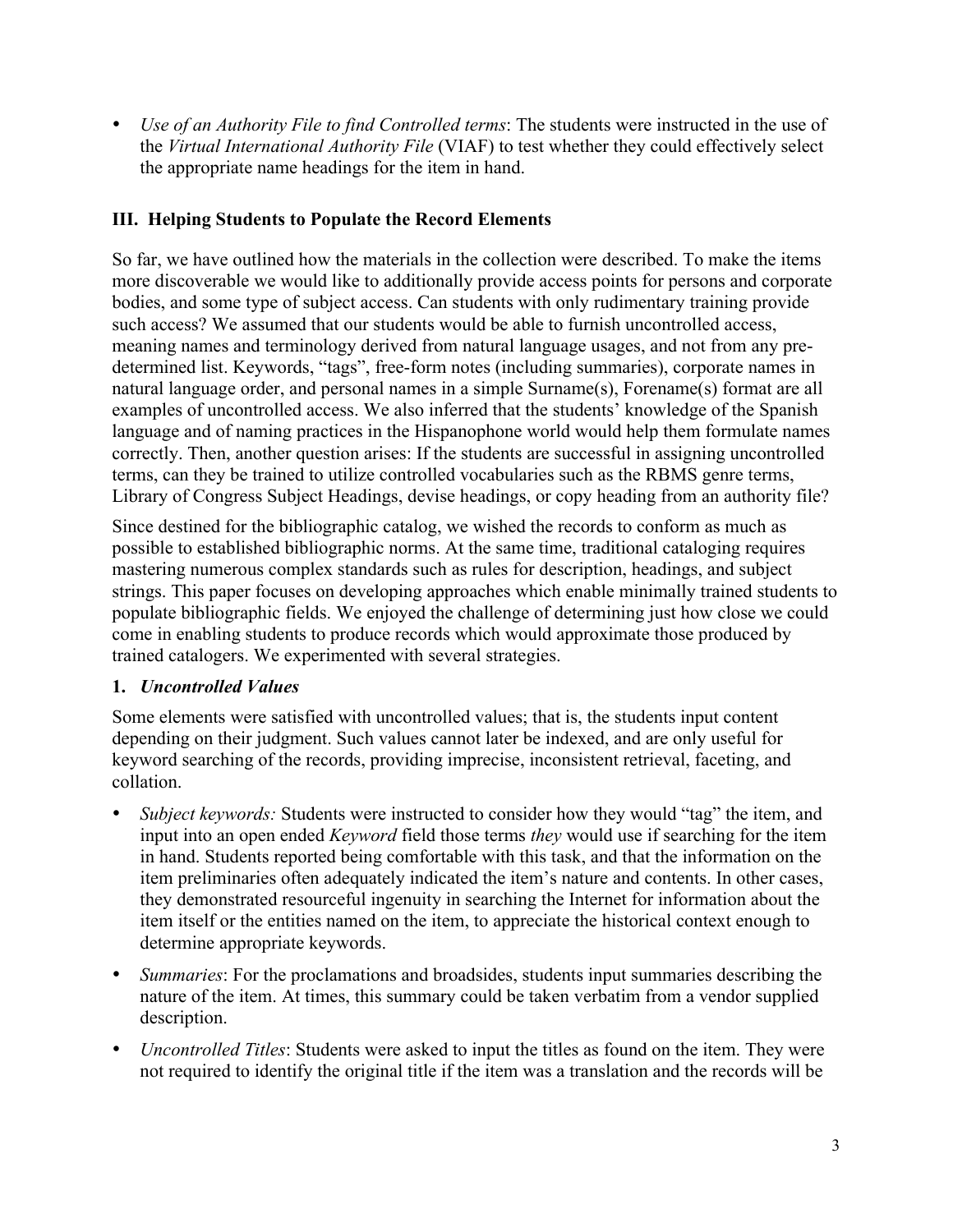- *Use of an Authority File to find Controlled terms*: The students were instructed in the use of the *Virtual International Authority File* (VIAF) to test whether they could effectively select the appropriate name headings for the item in hand.

## III. Helping Students to Populate the Record Elements

So far, we have outlined how the materials in the collection were described. To make the items more discoverable we would like to additionally provide access points for persons and corporate bodies, and some type of subject access. Can students with only rudimentary training provide such access? We assumed that our students would be able to furnish uncontrolled access, meaning names and terminology derived from natural language usages, and not from any pre-determined list. Keywords, "tags", free-form notes (including summaries), corporate names in natural language order, and personal names in a simple Surname(s), Forename(s) format are all examples of uncontrolled access. We also inferred that the students' knowledge of the Spanish language and of naming practices in the Hispanophone world would help them formulate names correctly. Then, another question arises: If the students are successful in assigning uncontrolled terms, can they be trained to utilize controlled vocabularies such as the RBMS genre terms, Library of Congress Subject Headings, devise headings, or copy heading from an authority file?

Since destined for the bibliographic catalog, we wished the records to conform as much as possible to established bibliographic norms. At the same time, traditional cataloging requires mastering numerous complex standards such as rules for description, headings, and subject strings. This paper focuses on developing approaches which enable minimally trained students to populate bibliographic fields. We enjoyed the challenge of determining just how close we could come in enabling students to produce records which would approximate those produced by trained catalogers. We experimented with several strategies.

### 1. *Uncontrolled Values*

Some elements were satisfied with uncontrolled values; that is, the students input content depending on their judgment. Such values cannot later be indexed, and are only useful for keyword searching of the records, providing imprecise, inconsistent retrieval, faceting, and collation.

- *Subject keywords:* Students were instructed to consider how they would "tag" the item, and input into an open ended *Keyword* field those terms *they* would use if searching for the item in hand. Students reported being comfortable with this task, and that the information on the item preliminaries often adequately indicated the item's nature and contents. In other cases, they demonstrated resourceful ingenuity in searching the Internet for information about the item itself or the entities named on the item, to appreciate the historical context enough to determine appropriate keywords.
- *Summaries*: For the proclamations and broadsides, students input summaries describing the nature of the item. At times, this summary could be taken verbatim from a vendor supplied description.
- *Uncontrolled Titles*: Students were asked to input the titles as found on the item. They were not required to identify the original title if the item was a translation and the records will be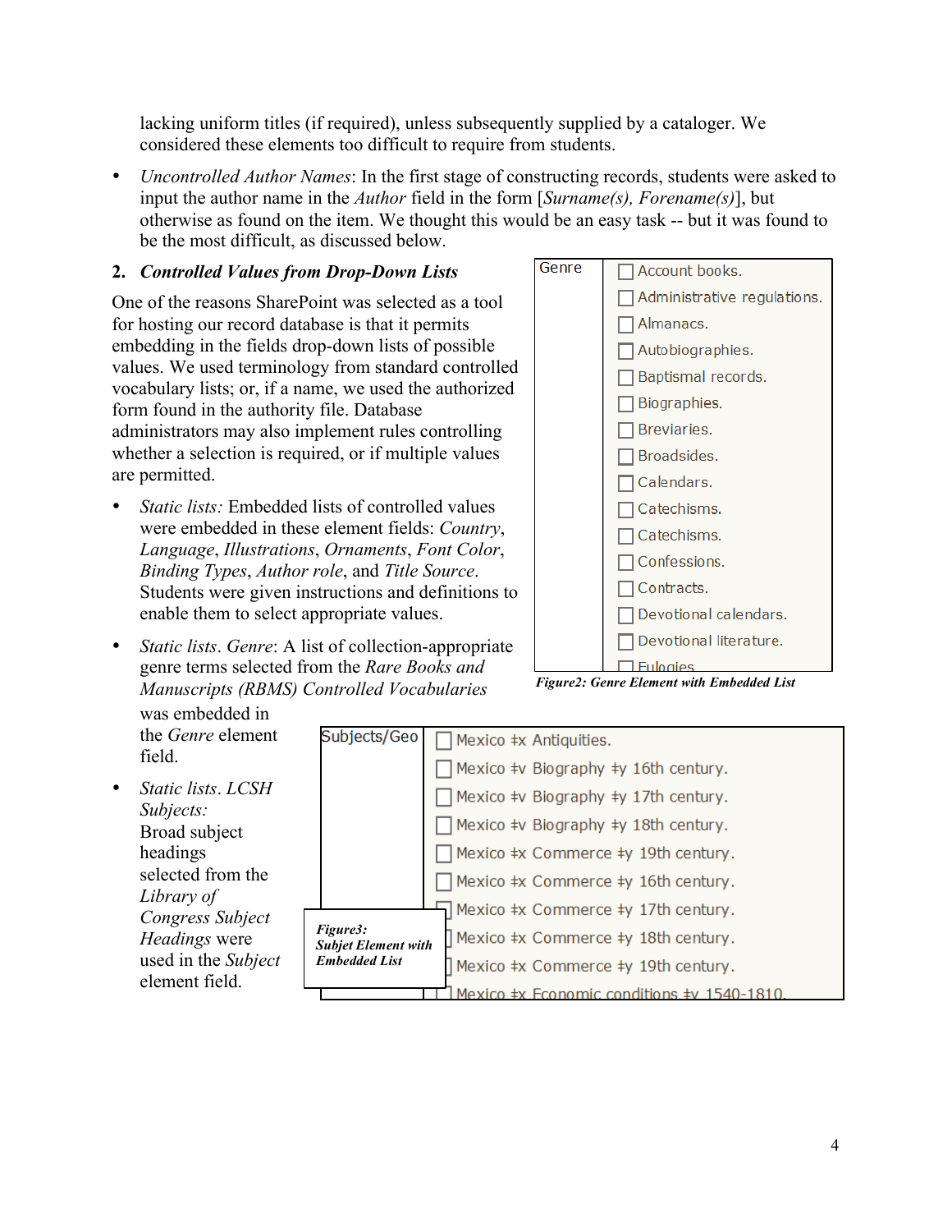lacking uniform titles (if required), unless subsequently supplied by a cataloger. We considered these elements too difficult to require from students.

- *Uncontrolled Author Names*: In the first stage of constructing records, students were asked to input the author name in the *Author* field in the form [*Surname(s), Forename(s)*], but otherwise as found on the item. We thought this would be an easy task -- but it was found to be the most difficult, as discussed below.

## 2. *Controlled Values from Drop-Down Lists*

One of the reasons SharePoint was selected as a tool for hosting our record database is that it permits embedding in the fields drop-down lists of possible values. We used terminology from standard controlled vocabulary lists; or, if a name, we used the authorized form found in the authority file. Database administrators may also implement rules controlling whether a selection is required, or if multiple values are permitted.

- *Static lists:* Embedded lists of controlled values were embedded in these element fields: *Country*, *Language*, *Illustrations*, *Ornaments*, *Font Color*, *Binding Types*, *Author role*, and *Title Source*. Students were given instructions and definitions to enable them to select appropriate values.
- *Static lists*. *Genre*: A list of collection-appropriate genre terms selected from the *Rare Books and Manuscripts (RBMS) Controlled Vocabularies* was embedded in the *Genre* element field.
- *Static lists*. *LCSH Subjects:* Broad subject headings selected from the *Library of Congress Subject Headings* were used in the *Subject* element field.

| Genre | |
|---|---|
| | ☐ Account books. |
| | ☐ Administrative regulations. |
| | ☐ Almanacs. |
| | ☐ Autobiographies. |
| | ☐ Baptismal records. |
| | ☐ Biographies. |
| | ☐ Breviaries. |
| | ☐ Broadsides. |
| | ☐ Calendars. |
| | ☐ Catechisms. |
| | ☐ Catechisms. |
| | ☐ Confessions. |
| | ☐ Contracts. |
| | ☐ Devotional calendars. |
| | ☐ Devotional literature. |
| | ☐ Eulogies |

*Figure2: Genre Element with Embedded List*

| Subjects/Geo | |
|---|---|
| | ☐ Mexico ‡x Antiquities. |
| | ☐ Mexico ‡v Biography ‡y 16th century. |
| | ☐ Mexico ‡v Biography ‡y 17th century. |
| | ☐ Mexico ‡v Biography ‡y 18th century. |
| | ☐ Mexico ‡x Commerce ‡y 19th century. |
| | ☐ Mexico ‡x Commerce ‡y 16th century. |
| | ☐ Mexico ‡x Commerce ‡y 17th century. |
| | ☐ Mexico ‡x Commerce ‡y 18th century. |
| | ☐ Mexico ‡x Commerce ‡y 19th century. |
| | ☐ Mexico ‡x Economic conditions ‡y 1540-1810. |

*Figure3: Subjet Element with Embedded List*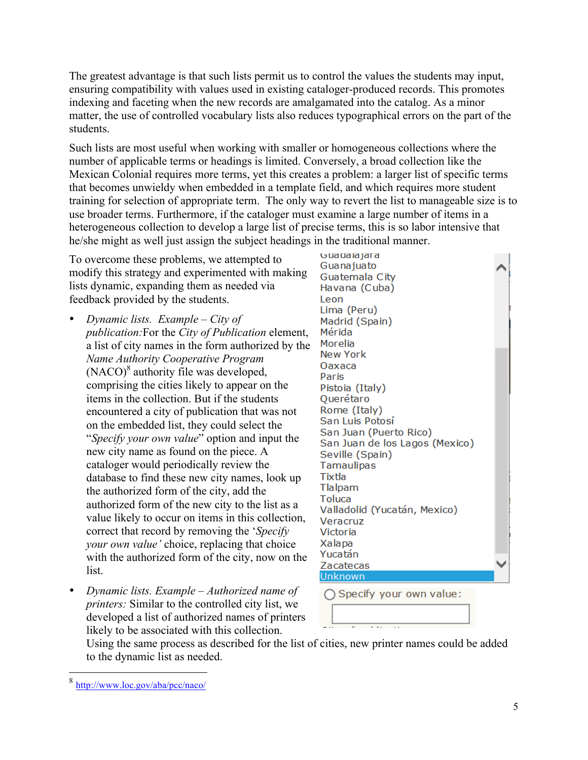The greatest advantage is that such lists permit us to control the values the students may input, ensuring compatibility with values used in existing cataloger-produced records. This promotes indexing and faceting when the new records are amalgamated into the catalog. As a minor matter, the use of controlled vocabulary lists also reduces typographical errors on the part of the students.

Such lists are most useful when working with smaller or homogeneous collections where the number of applicable terms or headings is limited. Conversely, a broad collection like the Mexican Colonial requires more terms, yet this creates a problem: a larger list of specific terms that becomes unwieldy when embedded in a template field, and which requires more student training for selection of appropriate term. The only way to revert the list to manageable size is to use broader terms. Furthermore, if the cataloger must examine a large number of items in a heterogeneous collection to develop a large list of precise terms, this is so labor intensive that he/she might as well just assign the subject headings in the traditional manner.

To overcome these problems, we attempted to modify this strategy and experimented with making lists dynamic, expanding them as needed via feedback provided by the students.

- *Dynamic lists. Example – City of publication:* For the *City of Publication* element, a list of city names in the form authorized by the *Name Authority Cooperative Program* (NACO)[8] authority file was developed, comprising the cities likely to appear on the items in the collection. But if the students encountered a city of publication that was not on the embedded list, they could select the "*Specify your own value*" option and input the new city name as found on the piece. A cataloger would periodically review the database to find these new city names, look up the authorized form of the city, add the authorized form of the new city to the list as a value likely to occur on items in this collection, correct that record by removing the '*Specify your own value'* choice, replacing that choice with the authorized form of the city, now on the list.

Guadalajara
Guanajuato
Guatemala City
Havana (Cuba)
Leon
Lima (Peru)
Madrid (Spain)
Mérida
Morelia
New York
Oaxaca
Paris
Pistoia (Italy)
Querétaro
Rome (Italy)
San Luis Potosí
San Juan (Puerto Rico)
San Juan de los Lagos (Mexico)
Seville (Spain)
Tamaulipas
Tixtla
Tlalpam
Toluca
Valladolid (Yucatán, Mexico)
Veracruz
Victoria
Xalapa
Yucatán
Zacatecas
Unknown

Specify your own value:

- *Dynamic lists. Example – Authorized name of printers:* Similar to the controlled city list, we developed a list of authorized names of printers likely to be associated with this collection. Using the same process as described for the list of cities, new printer names could be added to the dynamic list as needed.

[8] http://www.loc.gov/aba/pcc/naco/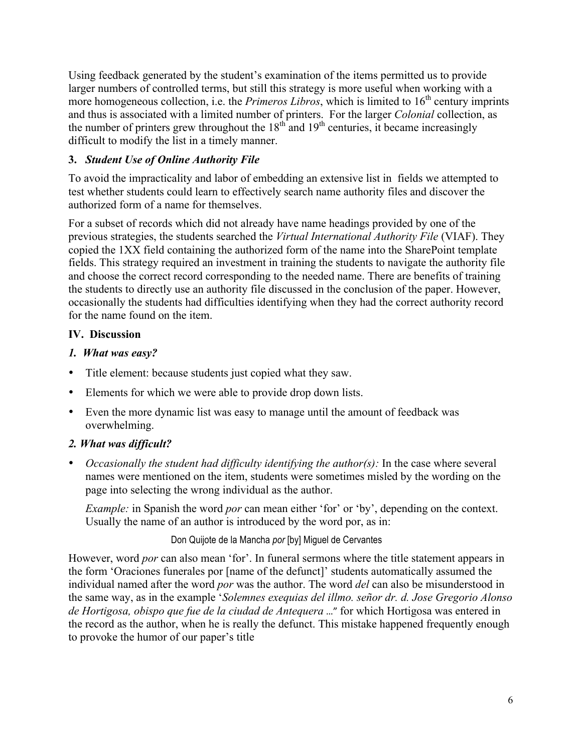Using feedback generated by the student's examination of the items permitted us to provide larger numbers of controlled terms, but still this strategy is more useful when working with a more homogeneous collection, i.e. the *Primeros Libros*, which is limited to 16th century imprints and thus is associated with a limited number of printers. For the larger *Colonial* collection, as the number of printers grew throughout the 18th and 19th centuries, it became increasingly difficult to modify the list in a timely manner.

### 3. *Student Use of Online Authority File*

To avoid the impracticality and labor of embedding an extensive list in fields we attempted to test whether students could learn to effectively search name authority files and discover the authorized form of a name for themselves.

For a subset of records which did not already have name headings provided by one of the previous strategies, the students searched the *Virtual International Authority File* (VIAF). They copied the 1XX field containing the authorized form of the name into the SharePoint template fields. This strategy required an investment in training the students to navigate the authority file and choose the correct record corresponding to the needed name. There are benefits of training the students to directly use an authority file discussed in the conclusion of the paper. However, occasionally the students had difficulties identifying when they had the correct authority record for the name found on the item.

## IV. Discussion

### *1. What was easy?*

- Title element: because students just copied what they saw.
- Elements for which we were able to provide drop down lists.
- Even the more dynamic list was easy to manage until the amount of feedback was overwhelming.

### *2. What was difficult?*

- *Occasionally the student had difficulty identifying the author(s):* In the case where several names were mentioned on the item, students were sometimes misled by the wording on the page into selecting the wrong individual as the author.

  *Example:* in Spanish the word *por* can mean either 'for' or 'by', depending on the context. Usually the name of an author is introduced by the word por, as in:

  Don Quijote de la Mancha *por* [by] Miguel de Cervantes

However, word *por* can also mean 'for'. In funeral sermons where the title statement appears in the form 'Oraciones funerales por [name of the defunct]' students automatically assumed the individual named after the word *por* was the author. The word *del* can also be misunderstood in the same way, as in the example '*Solemnes exequias del illmo. señor dr. d. Jose Gregorio Alonso de Hortigosa, obispo que fue de la ciudad de Antequera …*" for which Hortigosa was entered in the record as the author, when he is really the defunct. This mistake happened frequently enough to provoke the humor of our paper's title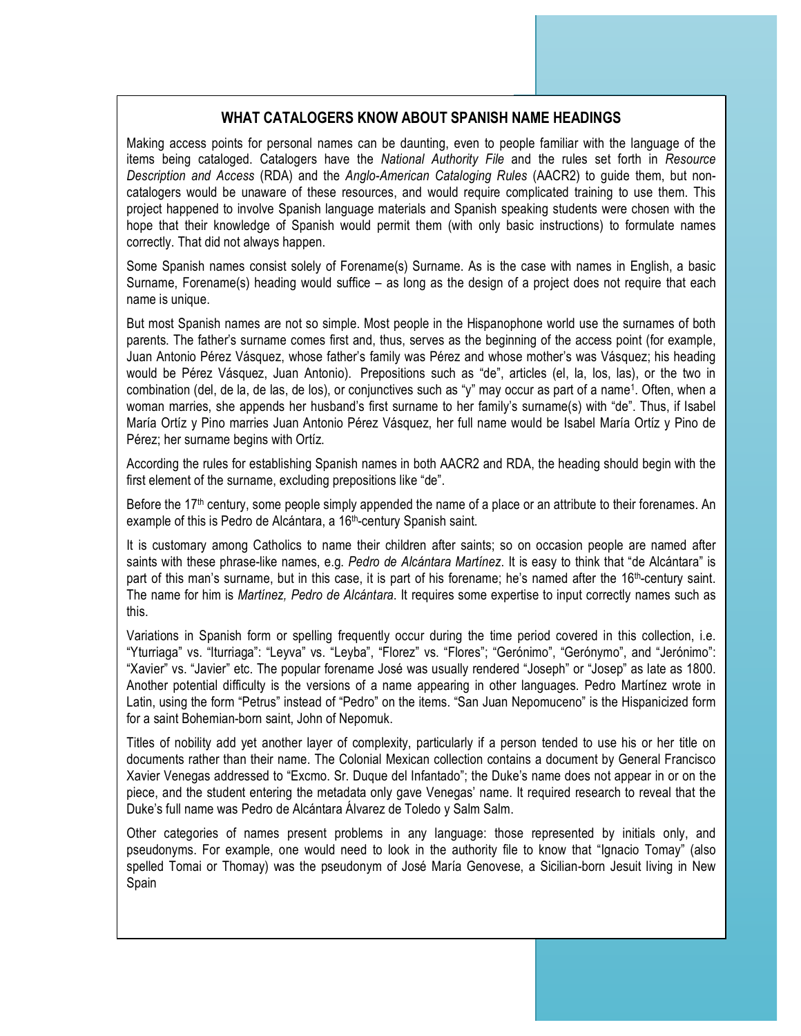## WHAT CATALOGERS KNOW ABOUT SPANISH NAME HEADINGS

Making access points for personal names can be daunting, even to people familiar with the language of the items being cataloged. Catalogers have the *National Authority File* and the rules set forth in *Resource Description and Access* (RDA) and the *Anglo-American Cataloging Rules* (AACR2) to guide them, but non-catalogers would be unaware of these resources, and would require complicated training to use them. This project happened to involve Spanish language materials and Spanish speaking students were chosen with the hope that their knowledge of Spanish would permit them (with only basic instructions) to formulate names correctly. That did not always happen.

Some Spanish names consist solely of Forename(s) Surname. As is the case with names in English, a basic Surname, Forename(s) heading would suffice – as long as the design of a project does not require that each name is unique.

But most Spanish names are not so simple. Most people in the Hispanophone world use the surnames of both parents. The father's surname comes first and, thus, serves as the beginning of the access point (for example, Juan Antonio Pérez Vásquez, whose father's family was Pérez and whose mother's was Vásquez; his heading would be Pérez Vásquez, Juan Antonio). Prepositions such as "de", articles (el, la, los, las), or the two in combination (del, de la, de las, de los), or conjunctives such as "y" may occur as part of a name[1]. Often, when a woman marries, she appends her husband's first surname to her family's surname(s) with "de". Thus, if Isabel María Ortíz y Pino marries Juan Antonio Pérez Vásquez, her full name would be Isabel María Ortíz y Pino de Pérez; her surname begins with Ortíz.

According the rules for establishing Spanish names in both AACR2 and RDA, the heading should begin with the first element of the surname, excluding prepositions like "de".

Before the 17th century, some people simply appended the name of a place or an attribute to their forenames. An example of this is Pedro de Alcántara, a 16th-century Spanish saint.

It is customary among Catholics to name their children after saints; so on occasion people are named after saints with these phrase-like names, e.g. *Pedro de Alcántara Martínez*. It is easy to think that "de Alcántara" is part of this man's surname, but in this case, it is part of his forename; he's named after the 16th-century saint. The name for him is *Martínez, Pedro de Alcántara*. It requires some expertise to input correctly names such as this.

Variations in Spanish form or spelling frequently occur during the time period covered in this collection, i.e. "Yturriaga" vs. "Iturriaga": "Leyva" vs. "Leyba", "Florez" vs. "Flores"; "Gerónimo", "Gerónymo", and "Jerónimo": "Xavier" vs. "Javier" etc. The popular forename José was usually rendered "Joseph" or "Josep" as late as 1800. Another potential difficulty is the versions of a name appearing in other languages. Pedro Martínez wrote in Latin, using the form "Petrus" instead of "Pedro" on the items. "San Juan Nepomuceno" is the Hispanicized form for a saint Bohemian-born saint, John of Nepomuk.

Titles of nobility add yet another layer of complexity, particularly if a person tended to use his or her title on documents rather than their name. The Colonial Mexican collection contains a document by General Francisco Xavier Venegas addressed to "Excmo. Sr. Duque del Infantado"; the Duke's name does not appear in or on the piece, and the student entering the metadata only gave Venegas' name. It required research to reveal that the Duke's full name was Pedro de Alcántara Álvarez de Toledo y Salm Salm.

Other categories of names present problems in any language: those represented by initials only, and pseudonyms. For example, one would need to look in the authority file to know that "Ignacio Tomay" (also spelled Tomai or Thomay) was the pseudonym of José María Genovese, a Sicilian-born Jesuit living in New Spain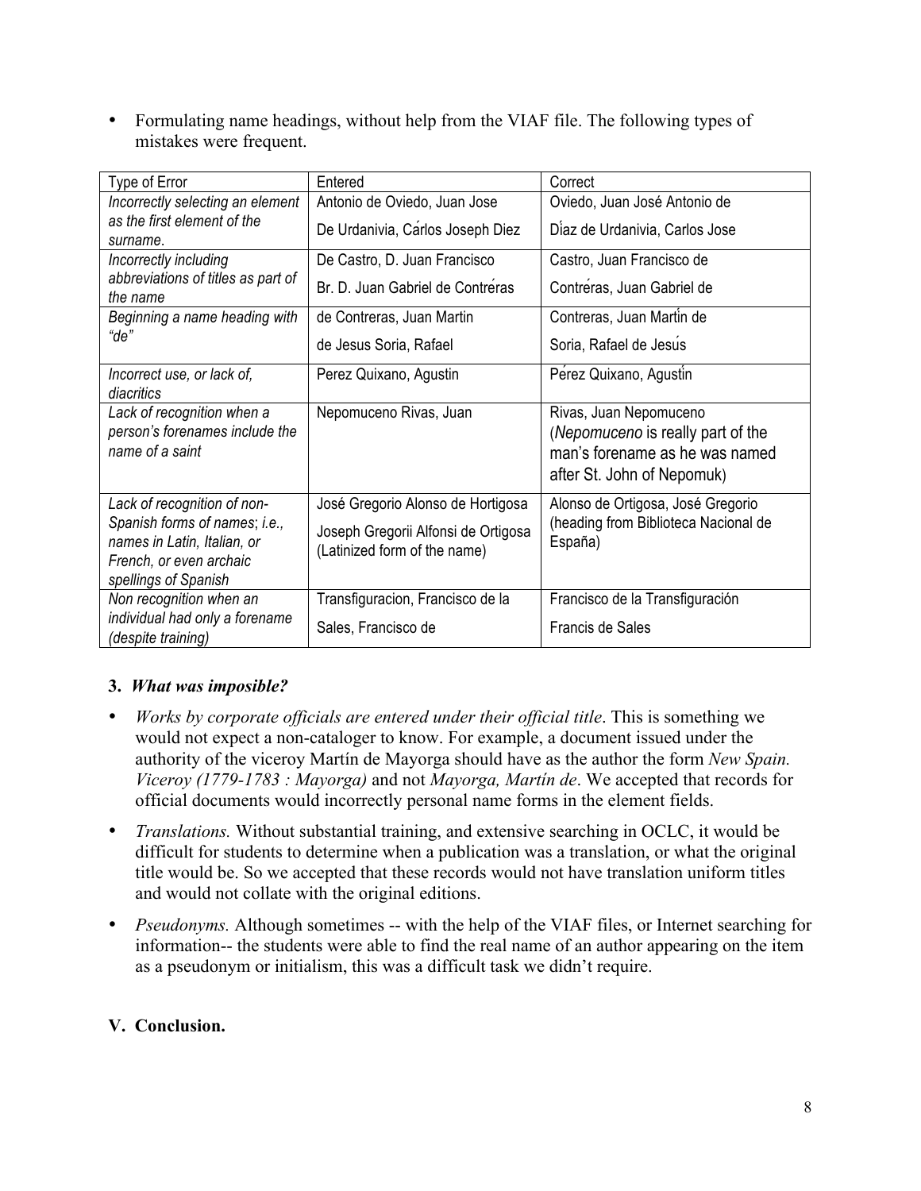- Formulating name headings, without help from the VIAF file. The following types of mistakes were frequent.

| Type of Error | Entered | Correct |
|---|---|---|
| *Incorrectly selecting an element as the first element of the surname.* | Antonio de Oviedo, Juan Jose<br>De Urdanivia, Cárlos Joseph Diez | Oviedo, Juan José Antonio de<br>Díaz de Urdanivia, Carlos Jose |
| *Incorrectly including abbreviations of titles as part of the name* | De Castro, D. Juan Francisco<br>Br. D. Juan Gabriel de Contréras | Castro, Juan Francisco de<br>Contréras, Juan Gabriel de |
| *Beginning a name heading with "de"* | de Contreras, Juan Martin<br>de Jesus Soria, Rafael | Contreras, Juan Martín de<br>Soria, Rafael de Jesús |
| *Incorrect use, or lack of, diacritics* | Perez Quixano, Agustin | Pérez Quixano, Agustín |
| *Lack of recognition when a person's forenames include the name of a saint* | Nepomuceno Rivas, Juan | Rivas, Juan Nepomuceno<br>(*Nepomuceno* is really part of the man's forename as he was named after St. John of Nepomuk) |
| *Lack of recognition of non-Spanish forms of names; i.e., names in Latin, Italian, or French, or even archaic spellings of Spanish* | José Gregorio Alonso de Hortigosa<br>Joseph Gregorii Alfonsi de Ortigosa (Latinized form of the name) | Alonso de Ortigosa, José Gregorio (heading from Biblioteca Nacional de España) |
| *Non recognition when an individual had only a forename (despite training)* | Transfiguracion, Francisco de la<br>Sales, Francisco de | Francisco de la Transfiguración<br>Francis de Sales |

### 3. *What was imposible?*

- *Works by corporate officials are entered under their official title*. This is something we would not expect a non-cataloger to know. For example, a document issued under the authority of the viceroy Martín de Mayorga should have as the author the form *New Spain. Viceroy (1779-1783 : Mayorga)* and not *Mayorga, Martín de*. We accepted that records for official documents would incorrectly personal name forms in the element fields.
- *Translations.* Without substantial training, and extensive searching in OCLC, it would be difficult for students to determine when a publication was a translation, or what the original title would be. So we accepted that these records would not have translation uniform titles and would not collate with the original editions.
- *Pseudonyms.* Although sometimes -- with the help of the VIAF files, or Internet searching for information-- the students were able to find the real name of an author appearing on the item as a pseudonym or initialism, this was a difficult task we didn't require.

## V. Conclusion.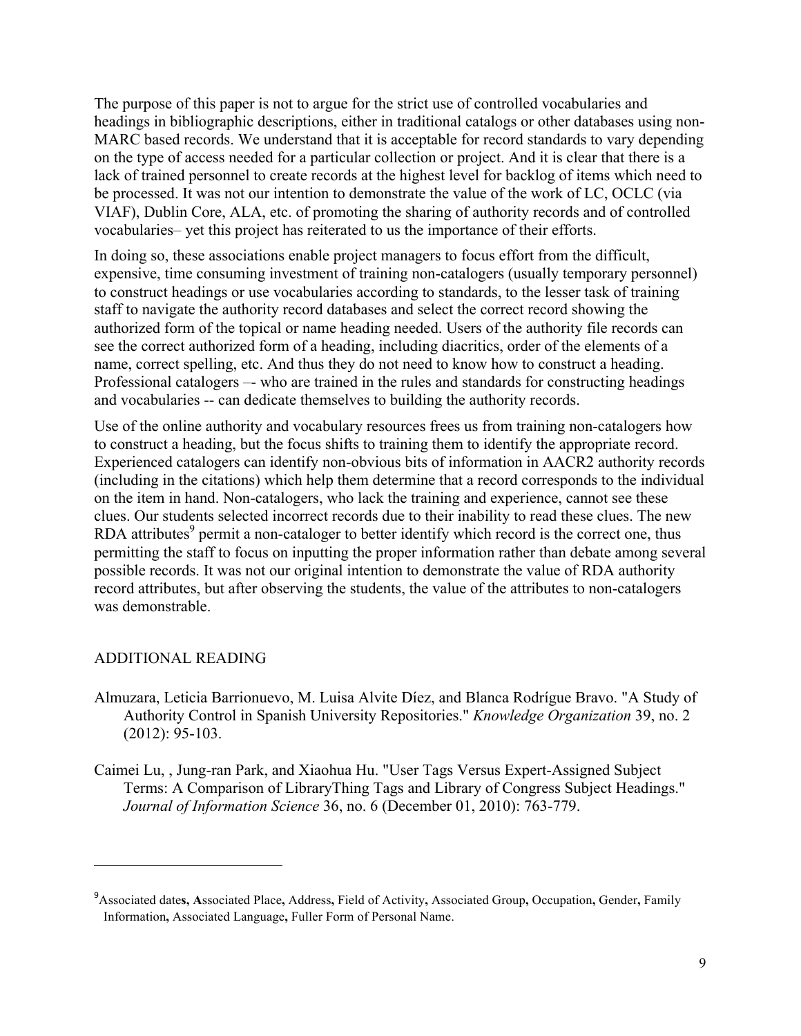The purpose of this paper is not to argue for the strict use of controlled vocabularies and headings in bibliographic descriptions, either in traditional catalogs or other databases using non-MARC based records. We understand that it is acceptable for record standards to vary depending on the type of access needed for a particular collection or project. And it is clear that there is a lack of trained personnel to create records at the highest level for backlog of items which need to be processed. It was not our intention to demonstrate the value of the work of LC, OCLC (via VIAF), Dublin Core, ALA, etc. of promoting the sharing of authority records and of controlled vocabularies– yet this project has reiterated to us the importance of their efforts.

In doing so, these associations enable project managers to focus effort from the difficult, expensive, time consuming investment of training non-catalogers (usually temporary personnel) to construct headings or use vocabularies according to standards, to the lesser task of training staff to navigate the authority record databases and select the correct record showing the authorized form of the topical or name heading needed. Users of the authority file records can see the correct authorized form of a heading, including diacritics, order of the elements of a name, correct spelling, etc. And thus they do not need to know how to construct a heading. Professional catalogers –- who are trained in the rules and standards for constructing headings and vocabularies -- can dedicate themselves to building the authority records.

Use of the online authority and vocabulary resources frees us from training non-catalogers how to construct a heading, but the focus shifts to training them to identify the appropriate record. Experienced catalogers can identify non-obvious bits of information in AACR2 authority records (including in the citations) which help them determine that a record corresponds to the individual on the item in hand. Non-catalogers, who lack the training and experience, cannot see these clues. Our students selected incorrect records due to their inability to read these clues. The new RDA attributes[9] permit a non-cataloger to better identify which record is the correct one, thus permitting the staff to focus on inputting the proper information rather than debate among several possible records. It was not our original intention to demonstrate the value of RDA authority record attributes, but after observing the students, the value of the attributes to non-catalogers was demonstrable.

## ADDITIONAL READING

Almuzara, Leticia Barrionuevo, M. Luisa Alvite Díez, and Blanca Rodrígue Bravo. "A Study of Authority Control in Spanish University Repositories." *Knowledge Organization* 39, no. 2 (2012): 95-103.

Caimei Lu, , Jung-ran Park, and Xiaohua Hu. "User Tags Versus Expert-Assigned Subject Terms: A Comparison of LibraryThing Tags and Library of Congress Subject Headings." *Journal of Information Science* 36, no. 6 (December 01, 2010): 763-779.

---

[9] Associated date**s, A**ssociated Place**,** Address**,** Field of Activity**,** Associated Group**,** Occupation**,** Gender**,** Family Information**,** Associated Language**,** Fuller Form of Personal Name.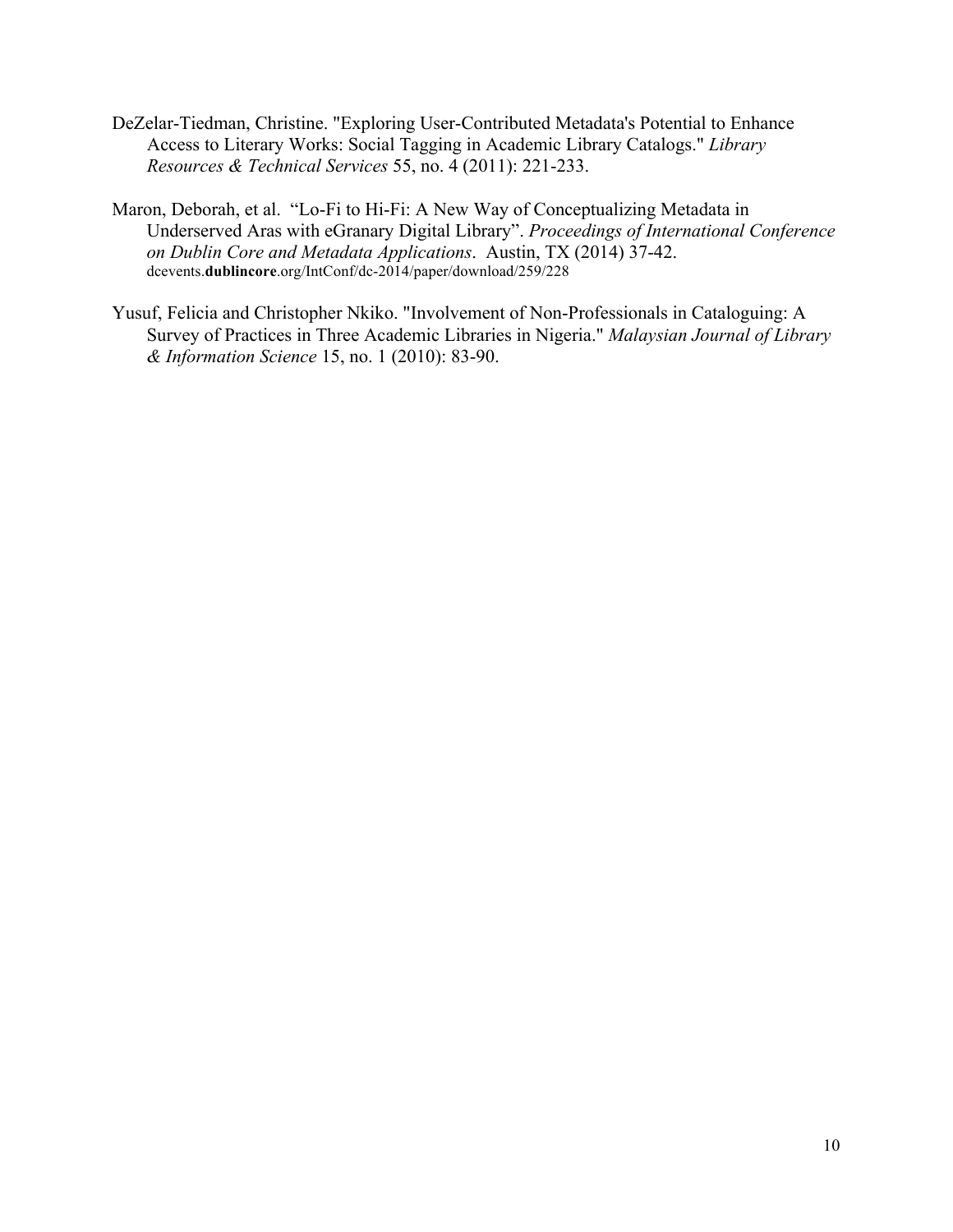DeZelar-Tiedman, Christine. "Exploring User-Contributed Metadata's Potential to Enhance Access to Literary Works: Social Tagging in Academic Library Catalogs." *Library Resources & Technical Services* 55, no. 4 (2011): 221-233.

Maron, Deborah, et al. "Lo-Fi to Hi-Fi: A New Way of Conceptualizing Metadata in Underserved Aras with eGranary Digital Library". *Proceedings of International Conference on Dublin Core and Metadata Applications*. Austin, TX (2014) 37-42. dcevents.**dublincore**.org/IntConf/dc-2014/paper/download/259/228

Yusuf, Felicia and Christopher Nkiko. "Involvement of Non-Professionals in Cataloguing: A Survey of Practices in Three Academic Libraries in Nigeria." *Malaysian Journal of Library & Information Science* 15, no. 1 (2010): 83-90.